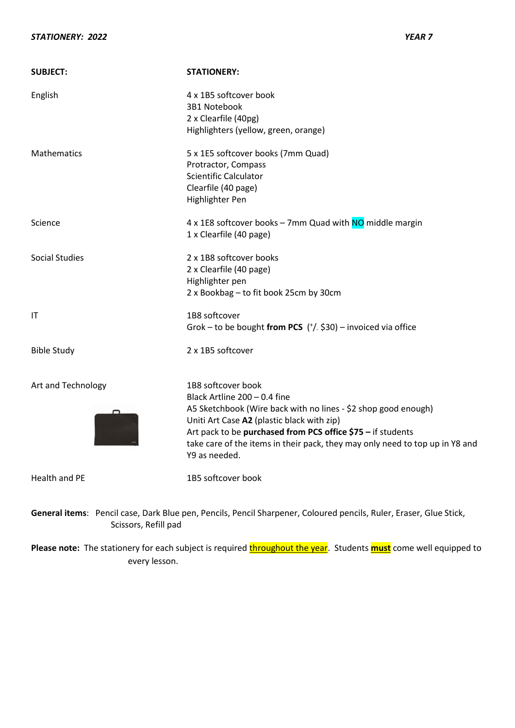***STATIONERY: 2022*** ***YEAR 7***

| SUBJECT: | STATIONERY: |
| --- | --- |
| English | 4 x 1B5 softcover book<br>3B1 Notebook<br>2 x Clearfile (40pg)<br>Highlighters (yellow, green, orange) |
| Mathematics | 5 x 1E5 softcover books (7mm Quad)<br>Protractor, Compass<br>Scientific Calculator<br>Clearfile (40 page)<br>Highlighter Pen |
| Science | 4 x 1E8 softcover books – 7mm Quad with NO middle margin<br>1 x Clearfile (40 page) |
| Social Studies | 2 x 1B8 softcover books<br>2 x Clearfile (40 page)<br>Highlighter pen<br>2 x Bookbag – to fit book 25cm by 30cm |
| IT | 1B8 softcover<br>Grok – to be bought **from PCS** (+/- $30) – invoiced via office |
| Bible Study | 2 x 1B5 softcover |
| Art and Technology | 1B8 softcover book<br>Black Artline 200 – 0.4 fine<br>A5 Sketchbook (Wire back with no lines - $2 shop good enough)<br>Uniti Art Case **A2** (plastic black with zip)<br>Art pack to be **purchased from PCS office $75 –** if students take care of the items in their pack, they may only need to top up in Y8 and Y9 as needed. |
| Health and PE | 1B5 softcover book |

**General items**: Pencil case, Dark Blue pen, Pencils, Pencil Sharpener, Coloured pencils, Ruler, Eraser, Glue Stick, Scissors, Refill pad

**Please note:** The stationery for each subject is required throughout the year. Students **must** come well equipped to every lesson.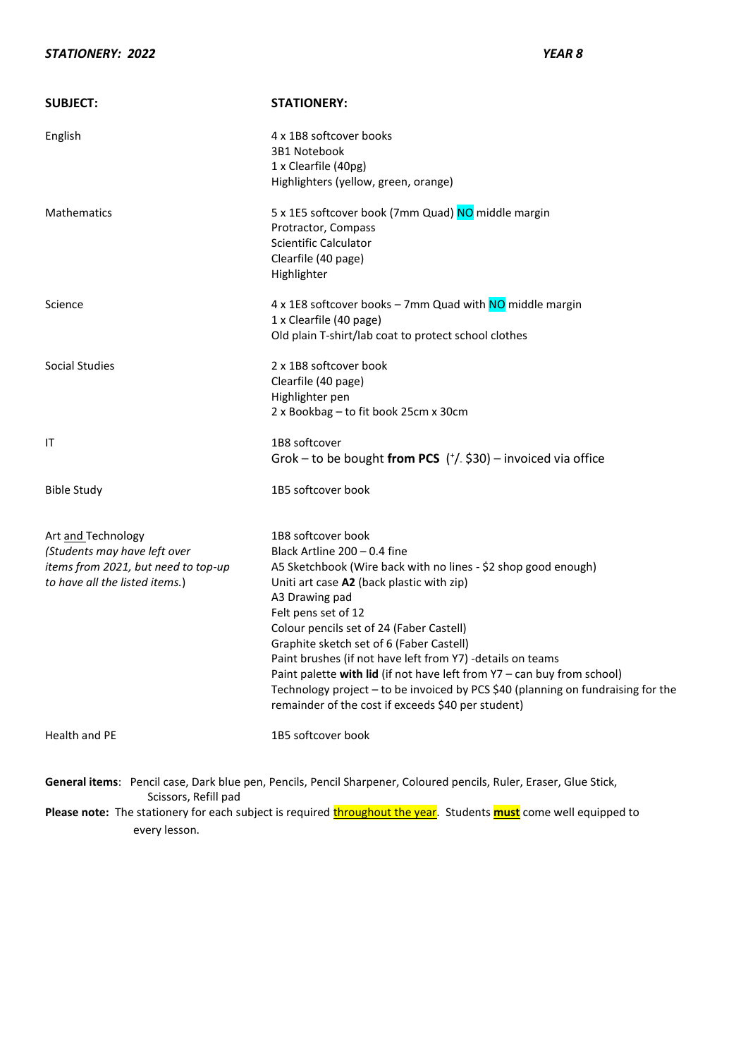***STATIONERY: 2022*** ***YEAR 8***

| **SUBJECT:** | **STATIONERY:** |
|---|---|
| English | 4 x 1B8 softcover books<br>3B1 Notebook<br>1 x Clearfile (40pg)<br>Highlighters (yellow, green, orange) |
| Mathematics | 5 x 1E5 softcover book (7mm Quad) NO middle margin<br>Protractor, Compass<br>Scientific Calculator<br>Clearfile (40 page)<br>Highlighter |
| Science | 4 x 1E8 softcover books – 7mm Quad with NO middle margin<br>1 x Clearfile (40 page)<br>Old plain T-shirt/lab coat to protect school clothes |
| Social Studies | 2 x 1B8 softcover book<br>Clearfile (40 page)<br>Highlighter pen<br>2 x Bookbag – to fit book 25cm x 30cm |
| IT | 1B8 softcover<br>Grok – to be bought **from PCS** (+/- $30) – invoiced via office |
| Bible Study | 1B5 softcover book |
| Art and Technology<br>*(Students may have left over items from 2021, but need to top-up to have all the listed items.)* | 1B8 softcover book<br>Black Artline 200 – 0.4 fine<br>A5 Sketchbook (Wire back with no lines - $2 shop good enough)<br>Uniti art case **A2** (back plastic with zip)<br>A3 Drawing pad<br>Felt pens set of 12<br>Colour pencils set of 24 (Faber Castell)<br>Graphite sketch set of 6 (Faber Castell)<br>Paint brushes (if not have left from Y7) -details on teams<br>Paint palette **with lid** (if not have left from Y7 – can buy from school)<br>Technology project – to be invoiced by PCS $40 (planning on fundraising for the remainder of the cost if exceeds $40 per student) |
| Health and PE | 1B5 softcover book |

**General items**: Pencil case, Dark blue pen, Pencils, Pencil Sharpener, Coloured pencils, Ruler, Eraser, Glue Stick, Scissors, Refill pad

**Please note:** The stationery for each subject is required throughout the year. Students **must** come well equipped to every lesson.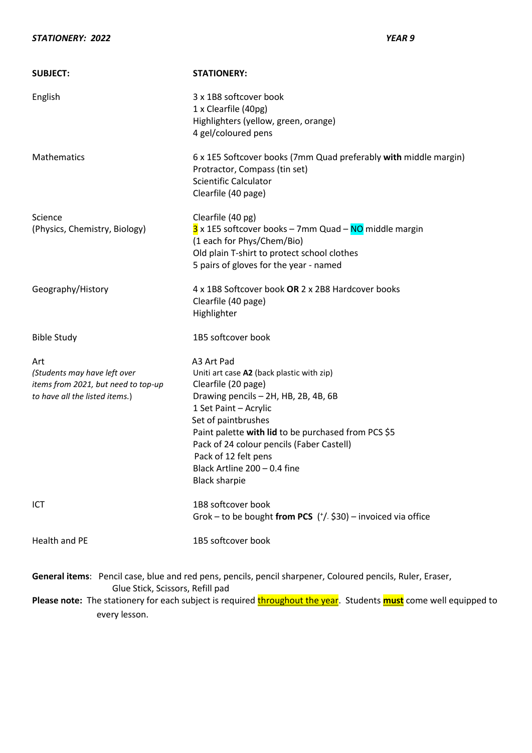***STATIONERY: 2022*** ***YEAR 9***

| **SUBJECT:** | **STATIONERY:** |
|---|---|
| English | 3 x 1B8 softcover book<br>1 x Clearfile (40pg)<br>Highlighters (yellow, green, orange)<br>4 gel/coloured pens |
| Mathematics | 6 x 1E5 Softcover books (7mm Quad preferably **with** middle margin)<br>Protractor, Compass (tin set)<br>Scientific Calculator<br>Clearfile (40 page) |
| Science<br>(Physics, Chemistry, Biology) | Clearfile (40 pg)<br>3 x 1E5 softcover books – 7mm Quad – NO middle margin<br>(1 each for Phys/Chem/Bio)<br>Old plain T-shirt to protect school clothes<br>5 pairs of gloves for the year - named |
| Geography/History | 4 x 1B8 Softcover book **OR** 2 x 2B8 Hardcover books<br>Clearfile (40 page)<br>Highlighter |
| Bible Study | 1B5 softcover book |
| Art<br>*(Students may have left over items from 2021, but need to top-up to have all the listed items.)* | A3 Art Pad<br>Uniti art case **A2** (back plastic with zip)<br>Clearfile (20 page)<br>Drawing pencils – 2H, HB, 2B, 4B, 6B<br>1 Set Paint – Acrylic<br>Set of paintbrushes<br>Paint palette **with lid** to be purchased from PCS $5<br>Pack of 24 colour pencils (Faber Castell)<br>Pack of 12 felt pens<br>Black Artline 200 – 0.4 fine<br>Black sharpie |
| ICT | 1B8 softcover book<br>Grok – to be bought **from PCS** (+/- $30) – invoiced via office |
| Health and PE | 1B5 softcover book |

**General items**: Pencil case, blue and red pens, pencils, pencil sharpener, Coloured pencils, Ruler, Eraser, Glue Stick, Scissors, Refill pad

**Please note:** The stationery for each subject is required throughout the year. Students **must** come well equipped to every lesson.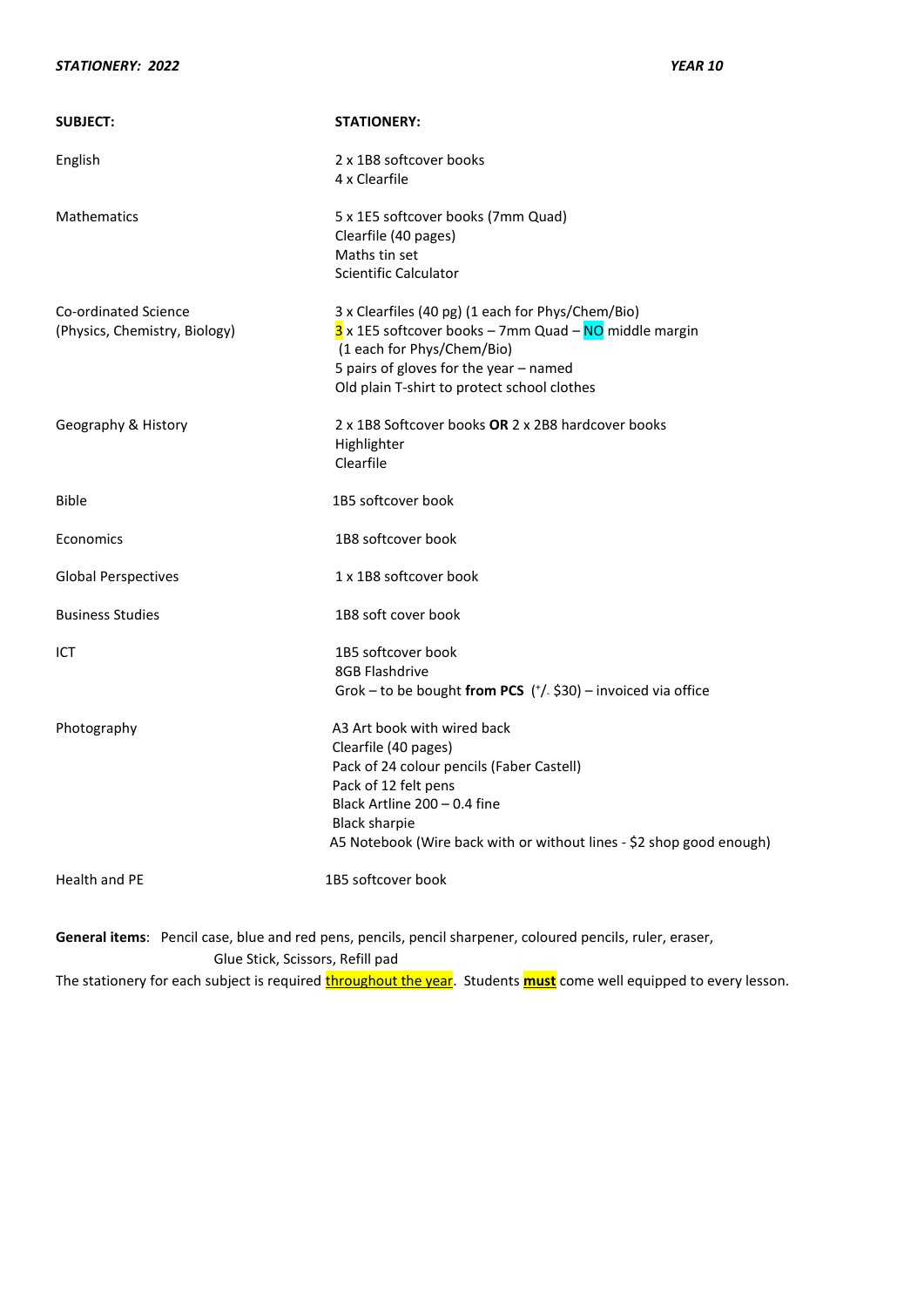***STATIONERY: 2022*** ***YEAR 10***

| **SUBJECT:** | **STATIONERY:** |
|---|---|
| English | 2 x 1B8 softcover books<br>4 x Clearfile |
| Mathematics | 5 x 1E5 softcover books (7mm Quad)<br>Clearfile (40 pages)<br>Maths tin set<br>Scientific Calculator |
| Co-ordinated Science<br>(Physics, Chemistry, Biology) | 3 x Clearfiles (40 pg) (1 each for Phys/Chem/Bio)<br>3 x 1E5 softcover books – 7mm Quad – NO middle margin<br>(1 each for Phys/Chem/Bio)<br>5 pairs of gloves for the year – named<br>Old plain T-shirt to protect school clothes |
| Geography & History | 2 x 1B8 Softcover books **OR** 2 x 2B8 hardcover books<br>Highlighter<br>Clearfile |
| Bible | 1B5 softcover book |
| Economics | 1B8 softcover book |
| Global Perspectives | 1 x 1B8 softcover book |
| Business Studies | 1B8 soft cover book |
| ICT | 1B5 softcover book<br>8GB Flashdrive<br>Grok – to be bought **from PCS** (+/- $30) – invoiced via office |
| Photography | A3 Art book with wired back<br>Clearfile (40 pages)<br>Pack of 24 colour pencils (Faber Castell)<br>Pack of 12 felt pens<br>Black Artline 200 – 0.4 fine<br>Black sharpie<br>A5 Notebook (Wire back with or without lines - $2 shop good enough) |
| Health and PE | 1B5 softcover book |

**General items**: Pencil case, blue and red pens, pencils, pencil sharpener, coloured pencils, ruler, eraser, Glue Stick, Scissors, Refill pad

The stationery for each subject is required throughout the year. Students **must** come well equipped to every lesson.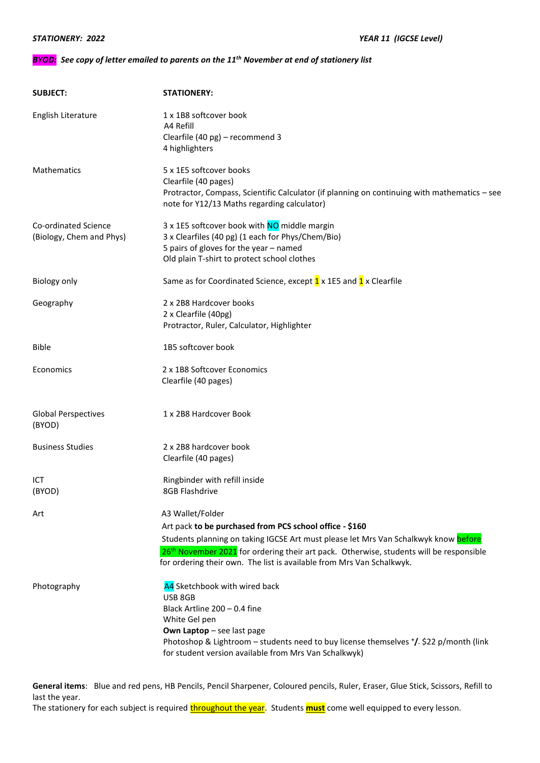***STATIONERY: 2022*** ***YEAR 11 (IGCSE Level)***

***BYOD: See copy of letter emailed to parents on the 11th November at end of stationery list***

| SUBJECT: | STATIONERY: |
|---|---|
| English Literature | 1 x 1B8 softcover book<br>A4 Refill<br>Clearfile (40 pg) – recommend 3<br>4 highlighters |
| Mathematics | 5 x 1E5 softcover books<br>Clearfile (40 pages)<br>Protractor, Compass, Scientific Calculator (if planning on continuing with mathematics – see note for Y12/13 Maths regarding calculator) |
| Co-ordinated Science (Biology, Chem and Phys) | 3 x 1E5 softcover book with NO middle margin<br>3 x Clearfiles (40 pg) (1 each for Phys/Chem/Bio)<br>5 pairs of gloves for the year – named<br>Old plain T-shirt to protect school clothes |
| Biology only | Same as for Coordinated Science, except 1 x 1E5 and 1 x Clearfile |
| Geography | 2 x 2B8 Hardcover books<br>2 x Clearfile (40pg)<br>Protractor, Ruler, Calculator, Highlighter |
| Bible | 1B5 softcover book |
| Economics | 2 x 1B8 Softcover Economics<br>Clearfile (40 pages) |
| Global Perspectives (BYOD) | 1 x 2B8 Hardcover Book |
| Business Studies | 2 x 2B8 hardcover book<br>Clearfile (40 pages) |
| ICT (BYOD) | Ringbinder with refill inside<br>8GB Flashdrive |
| Art | A3 Wallet/Folder<br>Art pack **to be purchased from PCS school office - $160**<br>Students planning on taking IGCSE Art must please let Mrs Van Schalkwyk know before 26th November 2021 for ordering their art pack. Otherwise, students will be responsible for ordering their own. The list is available from Mrs Van Schalkwyk. |
| Photography | A4 Sketchbook with wired back<br>USB 8GB<br>Black Artline 200 – 0.4 fine<br>White Gel pen<br>**Own Laptop** – see last page<br>Photoshop & Lightroom – students need to buy license themselves +/- $22 p/month (link for student version available from Mrs Van Schalkwyk) |

**General items**: Blue and red pens, HB Pencils, Pencil Sharpener, Coloured pencils, Ruler, Eraser, Glue Stick, Scissors, Refill to last the year.

The stationery for each subject is required throughout the year. Students **must** come well equipped to every lesson.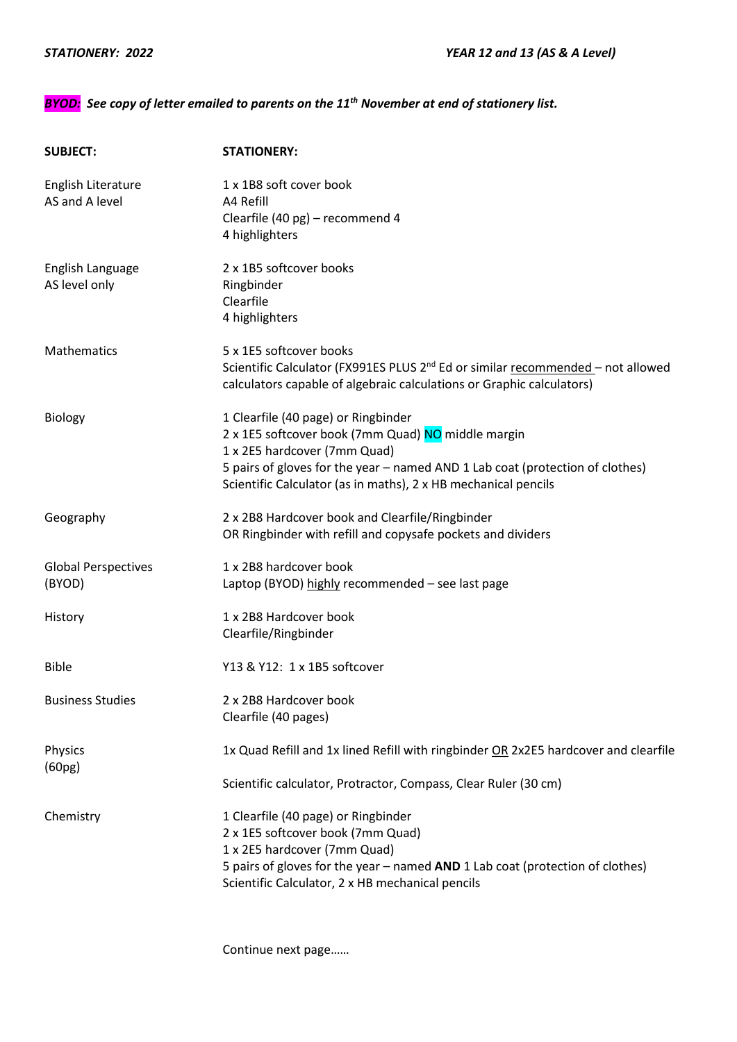***STATIONERY: 2022*** ***YEAR 12 and 13 (AS & A Level)***

***BYOD: See copy of letter emailed to parents on the 11th November at end of stationery list.***

| **SUBJECT:** | **STATIONERY:** |
|---|---|
| English Literature<br>AS and A level | 1 x 1B8 soft cover book<br>A4 Refill<br>Clearfile (40 pg) – recommend 4<br>4 highlighters |
| English Language<br>AS level only | 2 x 1B5 softcover books<br>Ringbinder<br>Clearfile<br>4 highlighters |
| Mathematics | 5 x 1E5 softcover books<br>Scientific Calculator (FX991ES PLUS 2nd Ed or similar recommended – not allowed calculators capable of algebraic calculations or Graphic calculators) |
| Biology | 1 Clearfile (40 page) or Ringbinder<br>2 x 1E5 softcover book (7mm Quad) NO middle margin<br>1 x 2E5 hardcover (7mm Quad)<br>5 pairs of gloves for the year – named AND 1 Lab coat (protection of clothes)<br>Scientific Calculator (as in maths), 2 x HB mechanical pencils |
| Geography | 2 x 2B8 Hardcover book and Clearfile/Ringbinder<br>OR Ringbinder with refill and copysafe pockets and dividers |
| Global Perspectives<br>(BYOD) | 1 x 2B8 hardcover book<br>Laptop (BYOD) highly recommended – see last page |
| History | 1 x 2B8 Hardcover book<br>Clearfile/Ringbinder |
| Bible | Y13 & Y12: 1 x 1B5 softcover |
| Business Studies | 2 x 2B8 Hardcover book<br>Clearfile (40 pages) |
| Physics<br>(60pg) | 1x Quad Refill and 1x lined Refill with ringbinder OR 2x2E5 hardcover and clearfile<br><br>Scientific calculator, Protractor, Compass, Clear Ruler (30 cm) |
| Chemistry | 1 Clearfile (40 page) or Ringbinder<br>2 x 1E5 softcover book (7mm Quad)<br>1 x 2E5 hardcover (7mm Quad)<br>5 pairs of gloves for the year – named **AND** 1 Lab coat (protection of clothes)<br>Scientific Calculator, 2 x HB mechanical pencils |

Continue next page……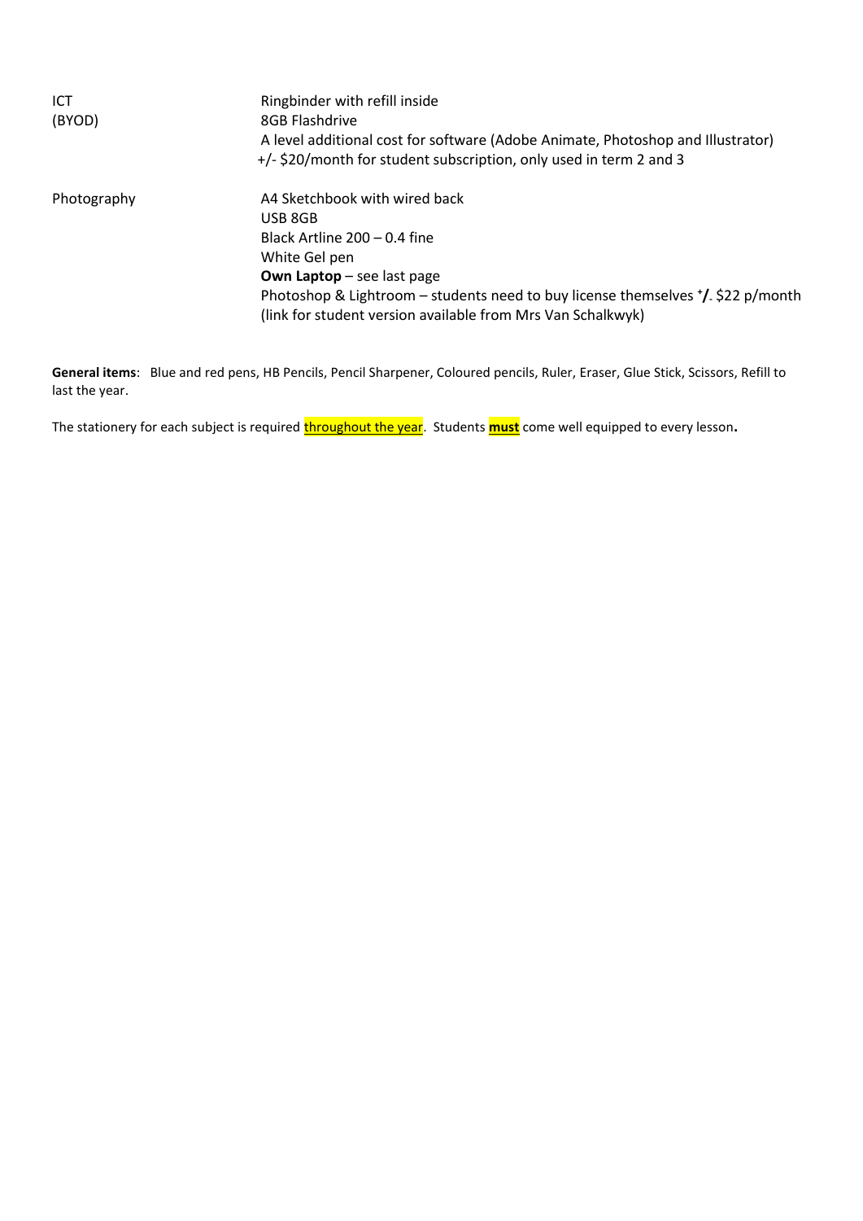| | |
|---|---|
| ICT (BYOD) | Ringbinder with refill inside<br>8GB Flashdrive<br>A level additional cost for software (Adobe Animate, Photoshop and Illustrator) +/- $20/month for student subscription, only used in term 2 and 3 |
| Photography | A4 Sketchbook with wired back<br>USB 8GB<br>Black Artline 200 – 0.4 fine<br>White Gel pen<br>**Own Laptop** – see last page<br>Photoshop & Lightroom – students need to buy license themselves +/- $22 p/month (link for student version available from Mrs Van Schalkwyk) |

**General items**: Blue and red pens, HB Pencils, Pencil Sharpener, Coloured pencils, Ruler, Eraser, Glue Stick, Scissors, Refill to last the year.

The stationery for each subject is required throughout the year. Students **must** come well equipped to every lesson**.**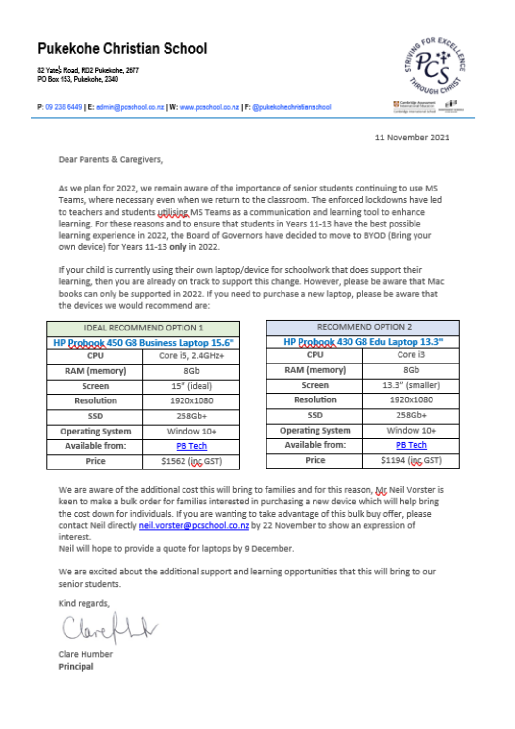# Pukekohe Christian School

82 Yates Road, RD2 Pukekohe, 2677
PO Box 153, Pukekohe, 2340

P: 09 238 6449 | E: admin@pcschool.co.nz | W: www.pcschool.co.nz | F: @pukekohechristianschool

11 November 2021

Dear Parents & Caregivers,

As we plan for 2022, we remain aware of the importance of senior students continuing to use MS Teams, where necessary even when we return to the classroom. The enforced lockdowns have led to teachers and students utilising MS Teams as a communication and learning tool to enhance learning. For these reasons and to ensure that students in Years 11-13 have the best possible learning experience in 2022, the Board of Governors have decided to move to BYOD (Bring your own device) for Years 11-13 **only** in 2022.

If your child is currently using their own laptop/device for schoolwork that does support their learning, then you are already on track to support this change. However, please be aware that Mac books can only be supported in 2022. If you need to purchase a new laptop, please be aware that the devices we would recommend are:

| IDEAL RECOMMEND OPTION 1 | |
|---|---|
| **HP Probook 450 G8 Business Laptop 15.6"** | |
| **CPU** | Core i5, 2.4GHz+ |
| **RAM (memory)** | 8Gb |
| **Screen** | 15" (ideal) |
| **Resolution** | 1920x1080 |
| **SSD** | 258Gb+ |
| **Operating System** | Window 10+ |
| **Available from:** | PB Tech |
| **Price** | $1562 (inc GST) |

| RECOMMEND OPTION 2 | |
|---|---|
| **HP Probook 430 G8 Edu Laptop 13.3"** | |
| **CPU** | Core i3 |
| **RAM (memory)** | 8Gb |
| **Screen** | 13.3" (smaller) |
| **Resolution** | 1920x1080 |
| **SSD** | 258Gb+ |
| **Operating System** | Window 10+ |
| **Available from:** | PB Tech |
| **Price** | $1194 (inc GST) |

We are aware of the additional cost this will bring to families and for this reason, Mr Neil Vorster is keen to make a bulk order for families interested in purchasing a new device which will help bring the cost down for individuals. If you are wanting to take advantage of this bulk buy offer, please contact Neil directly neil.vorster@pcschool.co.nz by 22 November to show an expression of interest.
Neil will hope to provide a quote for laptops by 9 December.

We are excited about the additional support and learning opportunities that this will bring to our senior students.

Kind regards,

Clare Humber
**Principal**